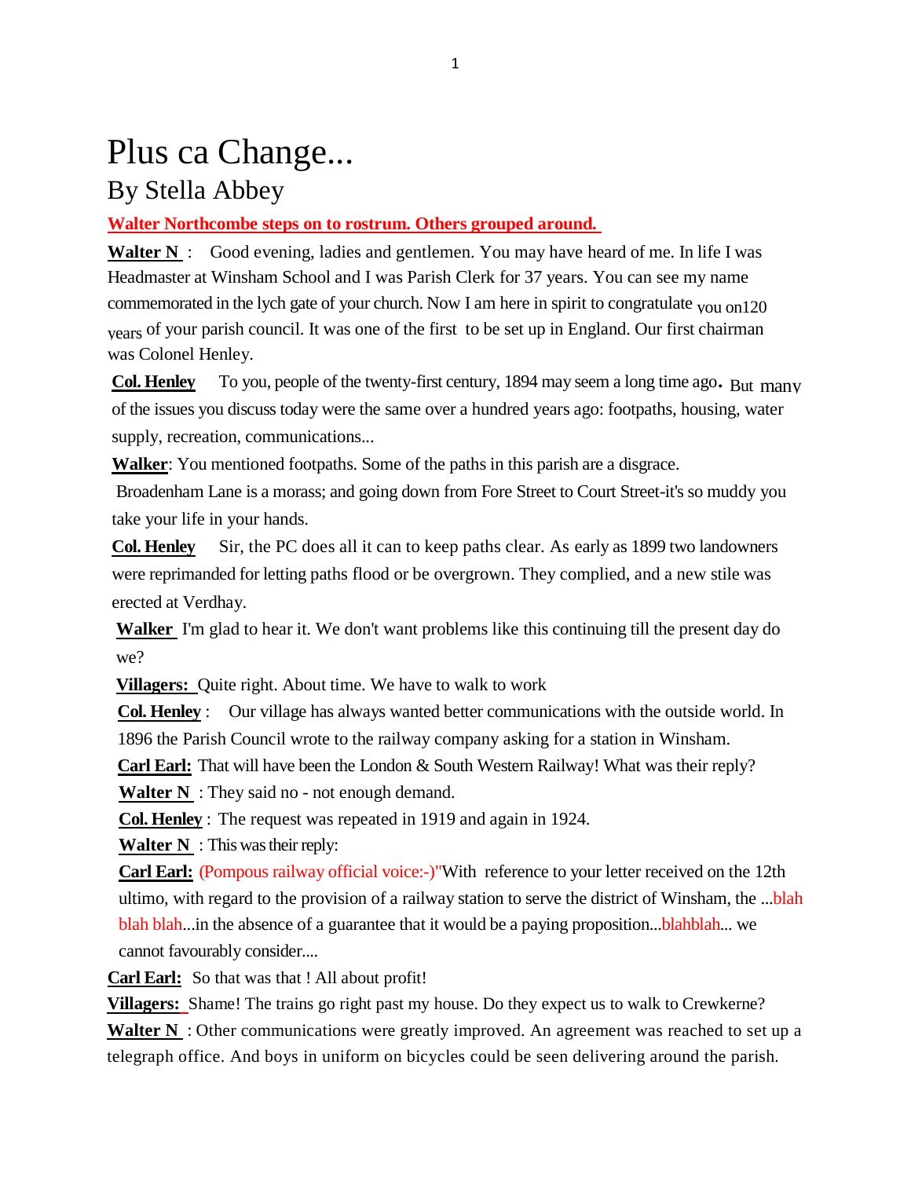# Plus ca Change...

## By Stella Abbey

**Walter Northcombe steps on to rostrum. Others grouped around.**

**Walter N** : Good evening, ladies and gentlemen. You may have heard of me. In life I was Headmaster at Winsham School and I was Parish Clerk for 37 years. You can see my name commemorated in the lych gate of your church. Now I am here in spirit to congratulate you on120 years of your parish council. It was one of the first to be set up in England. Our first chairman was Colonel Henley.

**Col. Henley** To you, people of the twenty-first century, 1894 may seem a long time ago. But many of the issues you discuss today were the same over a hundred years ago: footpaths, housing, water supply, recreation, communications...

**Walker**: You mentioned footpaths. Some of the paths in this parish are a disgrace. Broadenham Lane is a morass; and going down from Fore Street to Court Street-it's so muddy you take your life in your hands.

**Col. Henley** Sir, the PC does all it can to keep paths clear. As early as 1899 two landowners were reprimanded for letting paths flood or be overgrown. They complied, and a new stile was erected at Verdhay.

**Walker** I'm glad to hear it. We don't want problems like this continuing till the present day do we?

**Villagers:** Quite right. About time. We have to walk to work

**Col. Henley** : Our village has always wanted better communications with the outside world. In 1896 the Parish Council wrote to the railway company asking for a station in Winsham.

**Carl Earl:** That will have been the London & South Western Railway! What was their reply?

**Walter N** : They said no - not enough demand.

**Col. Henley** : The request was repeated in 1919 and again in 1924.

**Walter N** : This was their reply:

**Carl Earl:** (Pompous railway official voice:-)"With reference to your letter received on the 12th ultimo, with regard to the provision of a railway station to serve the district of Winsham, the ...blah blah blah...in the absence of a guarantee that it would be a paying proposition...blahblah... we cannot favourably consider....

**Carl Earl:** So that was that ! All about profit!

**Villagers:** Shame! The trains go right past my house. Do they expect us to walk to Crewkerne?

**Walter N** : Other communications were greatly improved. An agreement was reached to set up a telegraph office. And boys in uniform on bicycles could be seen delivering around the parish.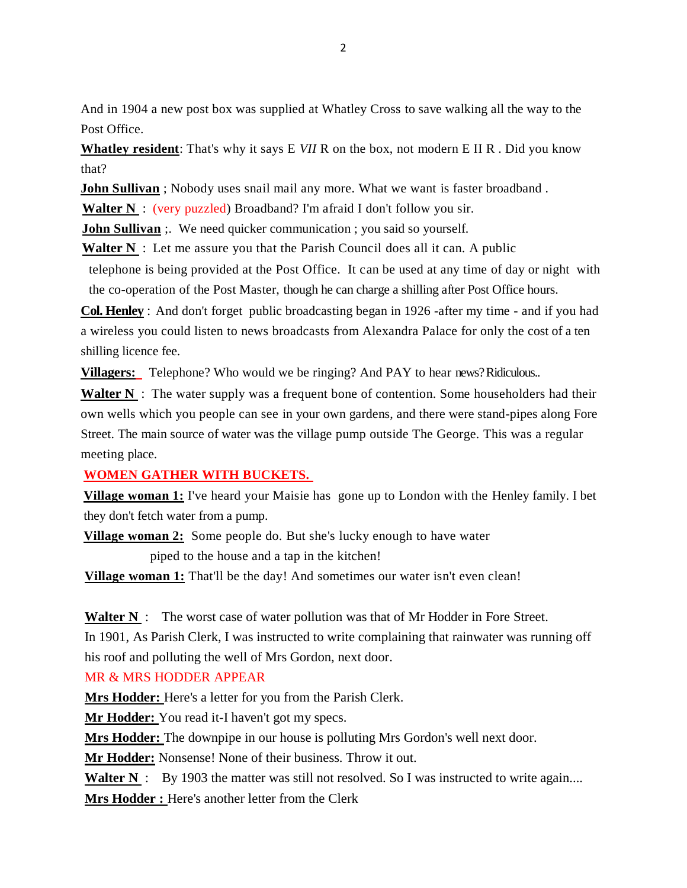And in 1904 a new post box was supplied at Whatley Cross to save walking all the way to the Post Office.

**Whatley resident**: That's why it says E *VII* R on the box, not modern E II R . Did you know that?

**John Sullivan** ; Nobody uses snail mail any more. What we want is faster broadband .

**Walter N** : (very puzzled) Broadband? I'm afraid I don't follow you sir.

**John Sullivan** ;. We need quicker communication ; you said so yourself.

**Walter N** : Let me assure you that the Parish Council does all it can. A public telephone is being provided at the Post Office. It can be used at any time of day or night with the co-operation of the Post Master, though he can charge a shilling after Post Office hours.

**Col. Henley** : And don't forget public broadcasting began in 1926 -after my time - and if you had a wireless you could listen to news broadcasts from Alexandra Palace for only the cost of a ten shilling licence fee.

**Villagers:** Telephone? Who would we be ringing? And PAY to hear news? Ridiculous..

**Walter N** : The water supply was a frequent bone of contention. Some householders had their own wells which you people can see in your own gardens, and there were stand-pipes along Fore Street. The main source of water was the village pump outside The George. This was a regular meeting place.

**WOMEN GATHER WITH BUCKETS.**

**Village woman 1:** I've heard your Maisie has gone up to London with the Henley family. I bet they don't fetch water from a pump.

**Village woman 2:** Some people do. But she's lucky enough to have water piped to the house and a tap in the kitchen!

**Village woman 1:** That'll be the day! And sometimes our water isn't even clean!

**Walter N** : The worst case of water pollution was that of Mr Hodder in Fore Street. In 1901, As Parish Clerk, I was instructed to write complaining that rainwater was running off his roof and polluting the well of Mrs Gordon, next door.

MR & MRS HODDER APPEAR

**Mrs Hodder:** Here's a letter for you from the Parish Clerk.

**Mr Hodder:** You read it-I haven't got my specs.

**Mrs Hodder:** The downpipe in our house is polluting Mrs Gordon's well next door.

**Mr Hodder:** Nonsense! None of their business. Throw it out.

**Walter N** : By 1903 the matter was still not resolved. So I was instructed to write again....

**Mrs Hodder :** Here's another letter from the Clerk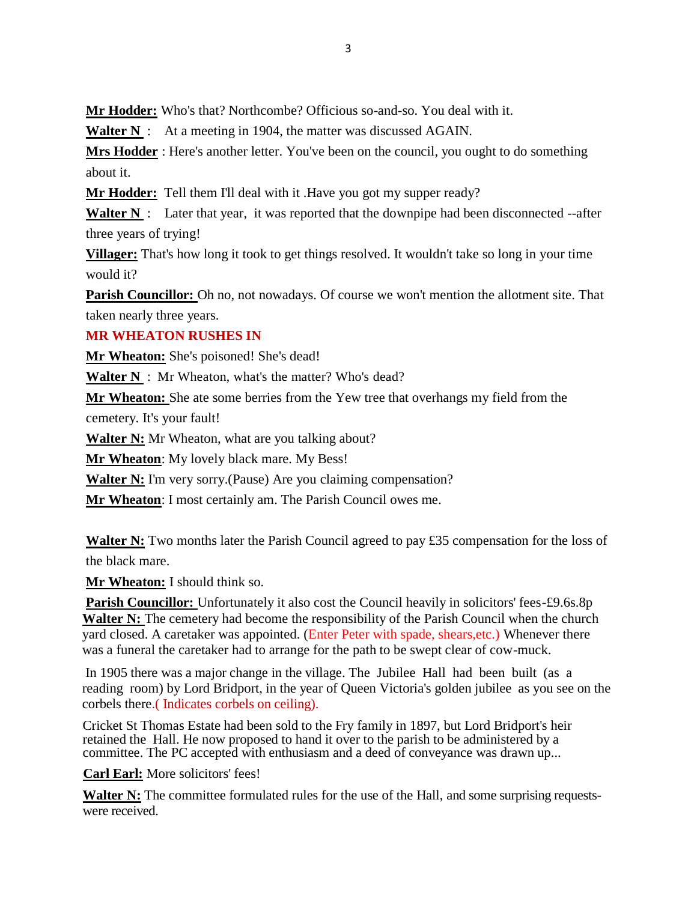**Mr Hodder:** Who's that? Northcombe? Officious so-and-so. You deal with it.

**Walter N** : At a meeting in 1904, the matter was discussed AGAIN.

**Mrs Hodder** : Here's another letter. You've been on the council, you ought to do something about it.

**Mr Hodder:** Tell them I'll deal with it .Have you got my supper ready?

**Walter N** : Later that year, it was reported that the downpipe had been disconnected --after three years of trying!

**Villager:** That's how long it took to get things resolved. It wouldn't take so long in your time would it?

**Parish Councillor:** Oh no, not nowadays. Of course we won't mention the allotment site. That taken nearly three years.

MR WHEATON RUSHES IN

**Mr Wheaton:** She's poisoned! She's dead!

**Walter N** : Mr Wheaton, what's the matter? Who's dead?

**Mr Wheaton:** She ate some berries from the Yew tree that overhangs my field from the cemetery. It's your fault!

**Walter N:** Mr Wheaton, what are you talking about?

**Mr Wheaton**: My lovely black mare. My Bess!

**Walter N:** I'm very sorry.(Pause) Are you claiming compensation?

**Mr Wheaton**: I most certainly am. The Parish Council owes me.

**Walter N:** Two months later the Parish Council agreed to pay £35 compensation for the loss of the black mare.

**Mr Wheaton:** I should think so.

**Parish Councillor:** Unfortunately it also cost the Council heavily in solicitors' fees-£9.6s.8p

**Walter N:** The cemetery had become the responsibility of the Parish Council when the church yard closed. A caretaker was appointed. (Enter Peter with spade, shears,etc.) Whenever there was a funeral the caretaker had to arrange for the path to be swept clear of cow-muck.

In 1905 there was a major change in the village. The Jubilee Hall had been built (as a reading room) by Lord Bridport, in the year of Queen Victoria's golden jubilee as you see on the corbels there.( Indicates corbels on ceiling).

Cricket St Thomas Estate had been sold to the Fry family in 1897, but Lord Bridport's heir retained the Hall. He now proposed to hand it over to the parish to be administered by a committee. The PC accepted with enthusiasm and a deed of conveyance was drawn up...

**Carl Earl:** More solicitors' fees!

**Walter N:** The committee formulated rules for the use of the Hall, and some surprising requests-were received.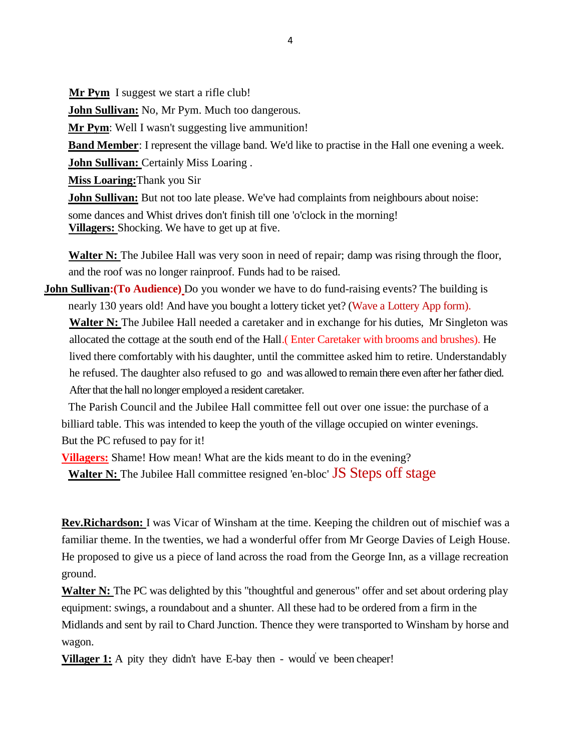**Mr Pym** I suggest we start a rifle club!

**John Sullivan:** No, Mr Pym. Much too dangerous.

**Mr Pym**: Well I wasn't suggesting live ammunition!

**Band Member**: I represent the village band. We'd like to practise in the Hall one evening a week.

**John Sullivan:** Certainly Miss Loaring .

**Miss Loaring:**Thank you Sir

**John Sullivan:** But not too late please. We've had complaints from neighbours about noise: some dances and Whist drives don't finish till one 'o'clock in the morning!

**Villagers:** Shocking. We have to get up at five.

**Walter N:** The Jubilee Hall was very soon in need of repair; damp was rising through the floor, and the roof was no longer rainproof. Funds had to be raised.

**John Sullivan:** **(To Audience)** Do you wonder we have to do fund-raising events? The building is nearly 130 years old! And have you bought a lottery ticket yet? (Wave a Lottery App form).

**Walter N:** The Jubilee Hall needed a caretaker and in exchange for his duties, Mr Singleton was allocated the cottage at the south end of the Hall.( Enter Caretaker with brooms and brushes). He lived there comfortably with his daughter, until the committee asked him to retire. Understandably he refused. The daughter also refused to go and was allowed to remain there even after her father died. After that the hall no longer employed a resident caretaker.

The Parish Council and the Jubilee Hall committee fell out over one issue: the purchase of a billiard table. This was intended to keep the youth of the village occupied on winter evenings. But the PC refused to pay for it!

**Villagers:** Shame! How mean! What are the kids meant to do in the evening?

**Walter N:** The Jubilee Hall committee resigned 'en-bloc' JS Steps off stage

**Rev.Richardson:** I was Vicar of Winsham at the time. Keeping the children out of mischief was a familiar theme. In the twenties, we had a wonderful offer from Mr George Davies of Leigh House. He proposed to give us a piece of land across the road from the George Inn, as a village recreation ground.

**Walter N:** The PC was delighted by this "thoughtful and generous" offer and set about ordering play equipment: swings, a roundabout and a shunter. All these had to be ordered from a firm in the Midlands and sent by rail to Chard Junction. Thence they were transported to Winsham by horse and wagon.

**Villager 1:** A pity they didn't have E-bay then - would've been cheaper!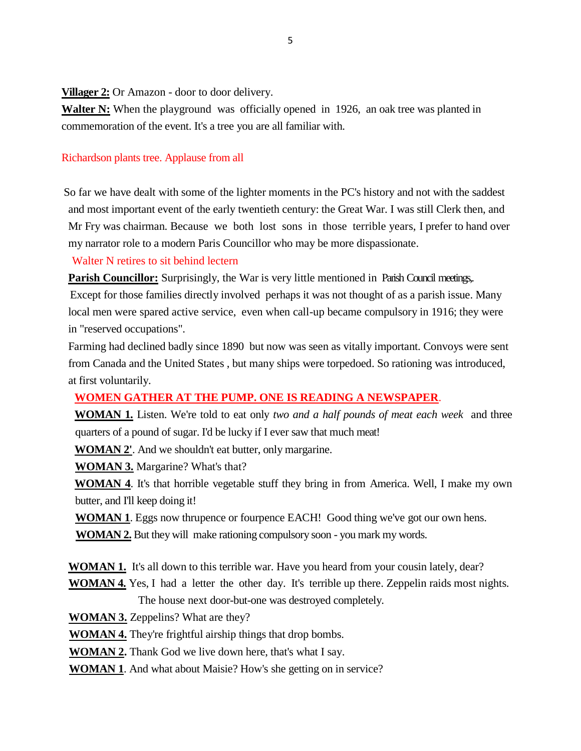**Villager 2:** Or Amazon - door to door delivery.

**Walter N:** When the playground was officially opened in 1926, an oak tree was planted in commemoration of the event. It's a tree you are all familiar with.

Richardson plants tree. Applause from all

So far we have dealt with some of the lighter moments in the PC's history and not with the saddest and most important event of the early twentieth century: the Great War. I was still Clerk then, and Mr Fry was chairman. Because we both lost sons in those terrible years, I prefer to hand over my narrator role to a modern Paris Councillor who may be more dispassionate.

Walter N retires to sit behind lectern

**Parish Councillor:** Surprisingly, the War is very little mentioned in Parish Council meetings,. Except for those families directly involved perhaps it was not thought of as a parish issue. Many local men were spared active service, even when call-up became compulsory in 1916; they were in "reserved occupations".

Farming had declined badly since 1890 but now was seen as vitally important. Convoys were sent from Canada and the United States , but many ships were torpedoed. So rationing was introduced, at first voluntarily.

**WOMEN GATHER AT THE PUMP. ONE IS READING A NEWSPAPER**.

**WOMAN 1.** Listen. We're told to eat only *two and a half pounds of meat each week* and three quarters of a pound of sugar. I'd be lucky if I ever saw that much meat!

**WOMAN 2'**. And we shouldn't eat butter, only margarine.

**WOMAN 3.** Margarine? What's that?

**WOMAN 4**. It's that horrible vegetable stuff they bring in from America. Well, I make my own butter, and I'll keep doing it!

**WOMAN 1**. Eggs now thrupence or fourpence EACH! Good thing we've got our own hens.

**WOMAN 2.** But they will make rationing compulsory soon - you mark my words.

**WOMAN 1.** It's all down to this terrible war. Have you heard from your cousin lately, dear?

**WOMAN 4.** Yes, I had a letter the other day. It's terrible up there. Zeppelin raids most nights. The house next door-but-one was destroyed completely.

**WOMAN 3.** Zeppelins? What are they?

**WOMAN 4.** They're frightful airship things that drop bombs.

**WOMAN 2.** Thank God we live down here, that's what I say.

**WOMAN 1**. And what about Maisie? How's she getting on in service?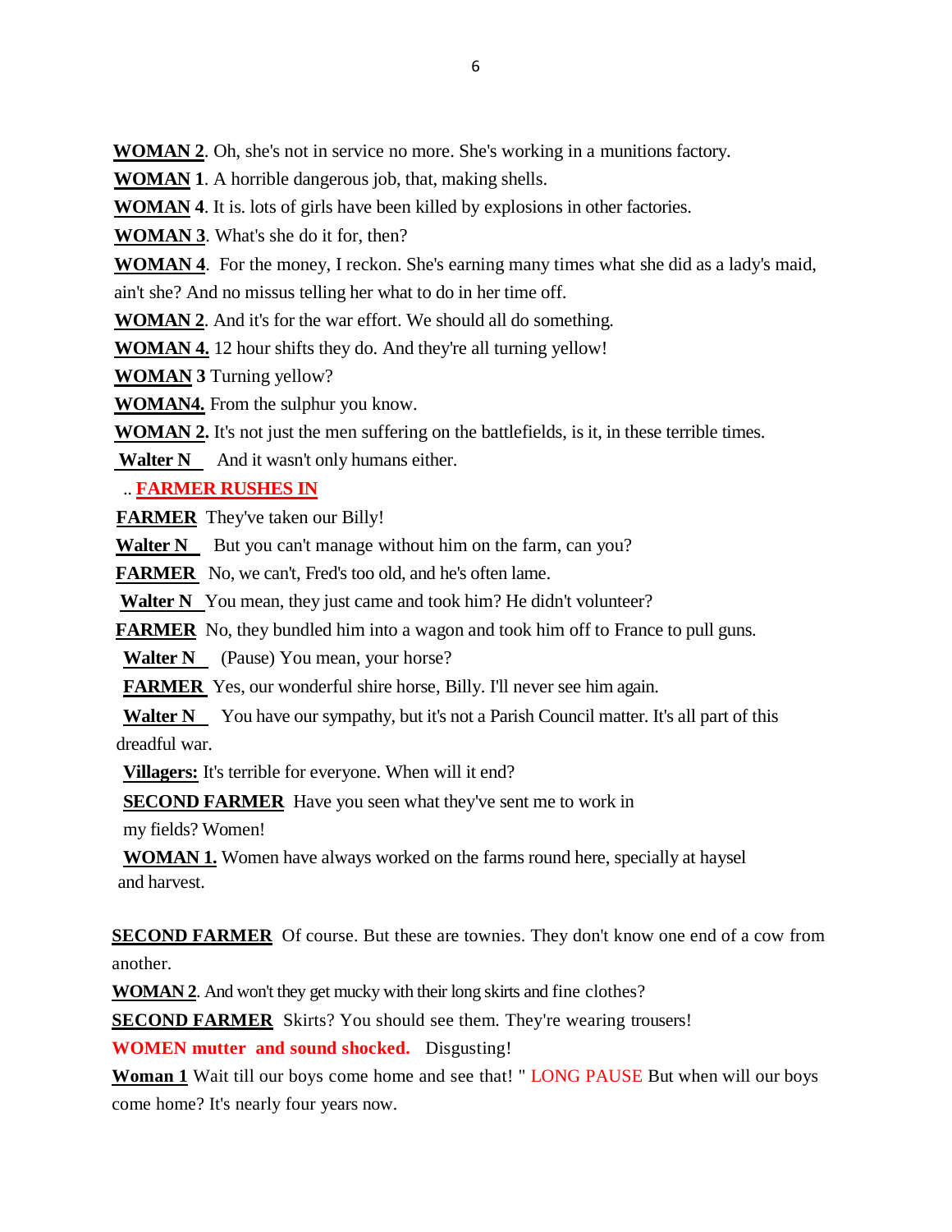**WOMAN 2**. Oh, she's not in service no more. She's working in a munitions factory.

**WOMAN 1**. A horrible dangerous job, that, making shells.

**WOMAN 4**. It is. lots of girls have been killed by explosions in other factories.

**WOMAN 3**. What's she do it for, then?

**WOMAN 4**. For the money, I reckon. She's earning many times what she did as a lady's maid, ain't she? And no missus telling her what to do in her time off.

**WOMAN 2**. And it's for the war effort. We should all do something.

**WOMAN 4.** 12 hour shifts they do. And they're all turning yellow!

**WOMAN 3** Turning yellow?

**WOMAN4.** From the sulphur you know.

**WOMAN 2.** It's not just the men suffering on the battlefields, is it, in these terrible times.

**Walter N** And it wasn't only humans either.

.. **FARMER RUSHES IN**

**FARMER** They've taken our Billy!

**Walter N** But you can't manage without him on the farm, can you?

**FARMER** No, we can't, Fred's too old, and he's often lame.

**Walter N** You mean, they just came and took him? He didn't volunteer?

**FARMER** No, they bundled him into a wagon and took him off to France to pull guns.

**Walter N** (Pause) You mean, your horse?

**FARMER** Yes, our wonderful shire horse, Billy. I'll never see him again.

**Walter N** You have our sympathy, but it's not a Parish Council matter. It's all part of this dreadful war.

**Villagers:** It's terrible for everyone. When will it end?

**SECOND FARMER** Have you seen what they've sent me to work in my fields? Women!

**WOMAN 1.** Women have always worked on the farms round here, specially at haysel and harvest.

**SECOND FARMER** Of course. But these are townies. They don't know one end of a cow from another.

**WOMAN 2**. And won't they get mucky with their long skirts and fine clothes?

**SECOND FARMER** Skirts? You should see them. They're wearing trousers!

**WOMEN mutter and sound shocked.** Disgusting!

**Woman 1** Wait till our boys come home and see that! " LONG PAUSE But when will our boys come home? It's nearly four years now.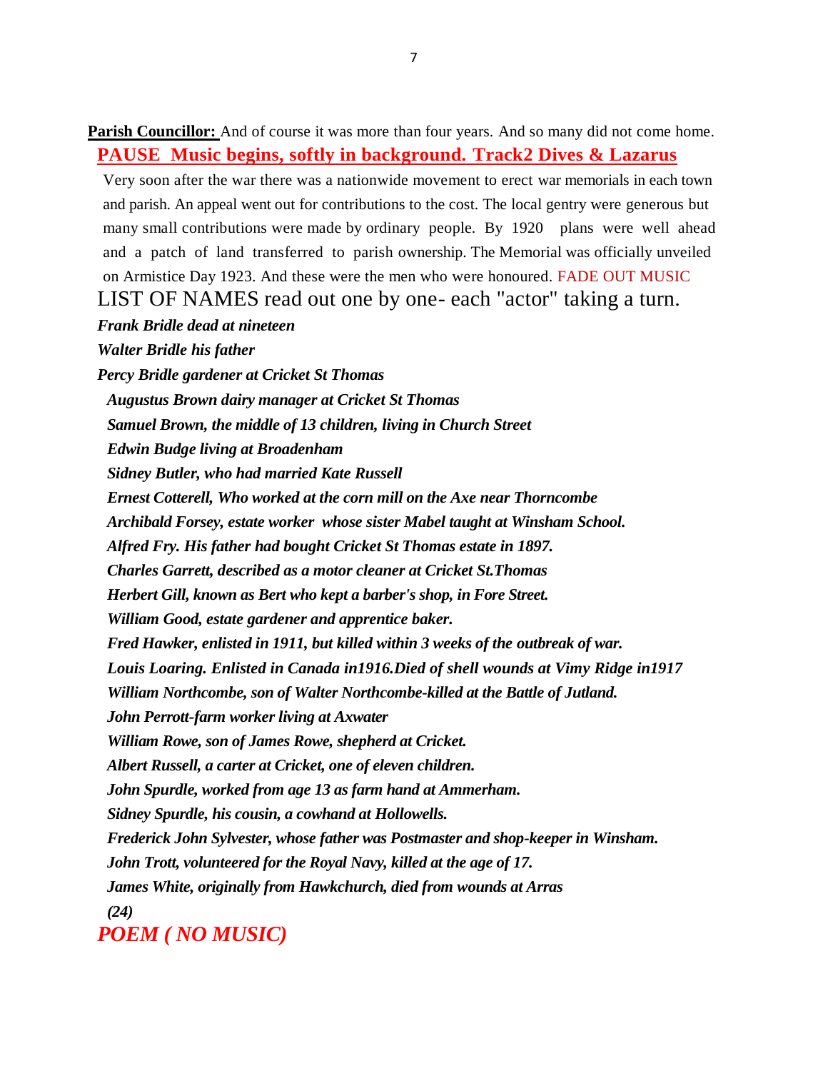**Parish Councillor:** And of course it was more than four years. And so many did not come home.

**PAUSE Music begins, softly in background. Track2 Dives & Lazarus**

Very soon after the war there was a nationwide movement to erect war memorials in each town and parish. An appeal went out for contributions to the cost. The local gentry were generous but many small contributions were made by ordinary people. By 1920 plans were well ahead and a patch of land transferred to parish ownership. The Memorial was officially unveiled on Armistice Day 1923. And these were the men who were honoured. FADE OUT MUSIC

LIST OF NAMES read out one by one- each "actor" taking a turn.

***Frank Bridle dead at nineteen***

***Walter Bridle his father***

***Percy Bridle gardener at Cricket St Thomas***

***Augustus Brown dairy manager at Cricket St Thomas***

***Samuel Brown, the middle of 13 children, living in Church Street***

***Edwin Budge living at Broadenham***

***Sidney Butler, who had married Kate Russell***

***Ernest Cotterell, Who worked at the corn mill on the Axe near Thorncombe***

***Archibald Forsey, estate worker whose sister Mabel taught at Winsham School.***

***Alfred Fry. His father had bought Cricket St Thomas estate in 1897.***

***Charles Garrett, described as a motor cleaner at Cricket St.Thomas***

***Herbert Gill, known as Bert who kept a barber's shop, in Fore Street.***

***William Good, estate gardener and apprentice baker.***

***Fred Hawker, enlisted in 1911, but killed within 3 weeks of the outbreak of war.***

***Louis Loaring. Enlisted in Canada in1916.Died of shell wounds at Vimy Ridge in1917***

***William Northcombe, son of Walter Northcombe-killed at the Battle of Jutland.***

***John Perrott-farm worker living at Axwater***

***William Rowe, son of James Rowe, shepherd at Cricket.***

***Albert Russell, a carter at Cricket, one of eleven children.***

***John Spurdle, worked from age 13 as farm hand at Ammerham.***

***Sidney Spurdle, his cousin, a cowhand at Hollowells.***

***Frederick John Sylvester, whose father was Postmaster and shop-keeper in Winsham.***

***John Trott, volunteered for the Royal Navy, killed at the age of 17.***

***James White, originally from Hawkchurch, died from wounds at Arras***

***(24)***

***POEM ( NO MUSIC)***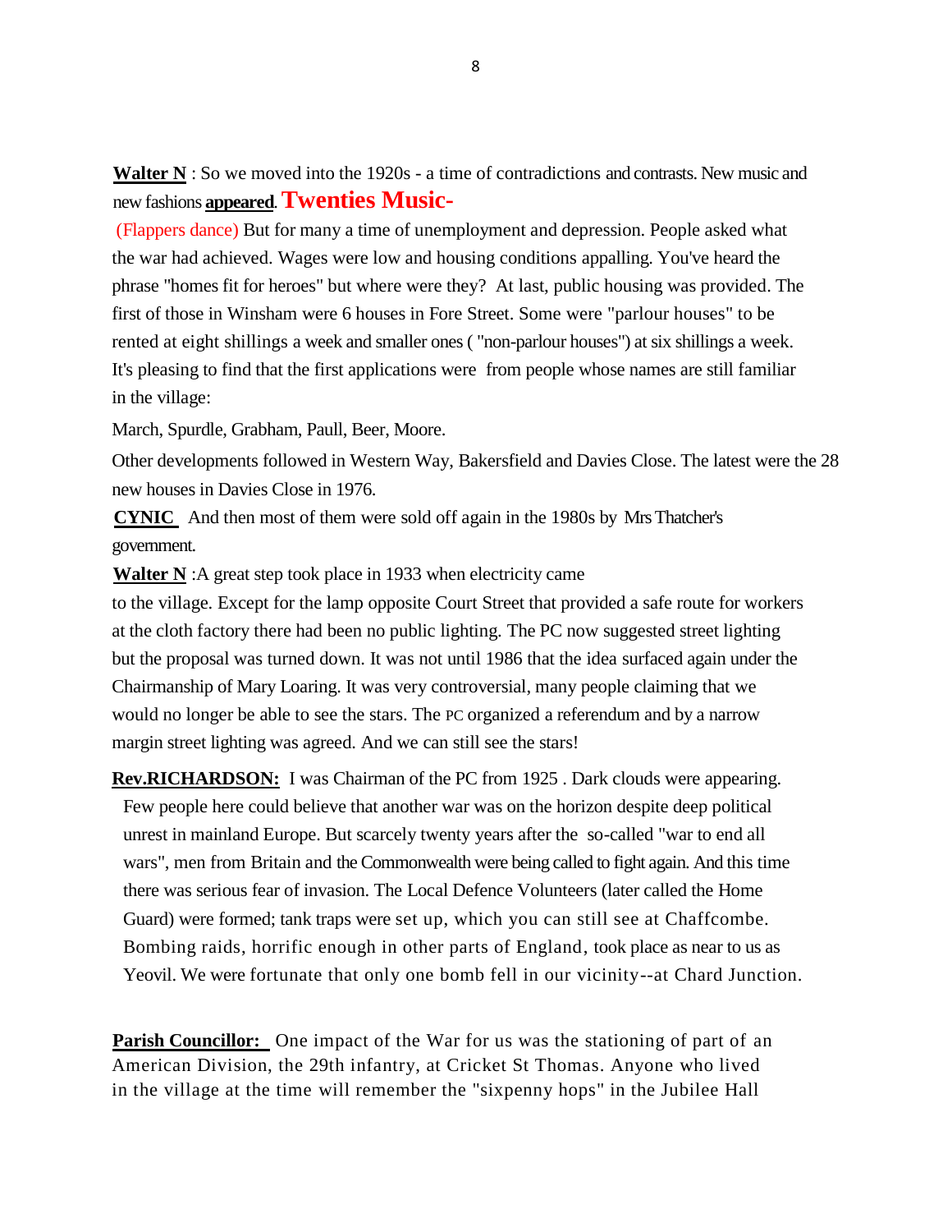**Walter N** : So we moved into the 1920s - a time of contradictions and contrasts. New music and new fashions **appeared**. **Twenties Music-**

(Flappers dance) But for many a time of unemployment and depression. People asked what the war had achieved. Wages were low and housing conditions appalling. You've heard the phrase "homes fit for heroes" but where were they? At last, public housing was provided. The first of those in Winsham were 6 houses in Fore Street. Some were "parlour houses" to be rented at eight shillings a week and smaller ones ( "non-parlour houses") at six shillings a week. It's pleasing to find that the first applications were from people whose names are still familiar in the village:

March, Spurdle, Grabham, Paull, Beer, Moore.

Other developments followed in Western Way, Bakersfield and Davies Close. The latest were the 28 new houses in Davies Close in 1976.

**CYNIC** And then most of them were sold off again in the 1980s by Mrs Thatcher's government.

**Walter N** :A great step took place in 1933 when electricity came to the village. Except for the lamp opposite Court Street that provided a safe route for workers at the cloth factory there had been no public lighting. The PC now suggested street lighting but the proposal was turned down. It was not until 1986 that the idea surfaced again under the Chairmanship of Mary Loaring. It was very controversial, many people claiming that we would no longer be able to see the stars. The PC organized a referendum and by a narrow margin street lighting was agreed. And we can still see the stars!

**Rev.RICHARDSON:** I was Chairman of the PC from 1925 . Dark clouds were appearing. Few people here could believe that another war was on the horizon despite deep political unrest in mainland Europe. But scarcely twenty years after the so-called "war to end all wars", men from Britain and the Commonwealth were being called to fight again. And this time there was serious fear of invasion. The Local Defence Volunteers (later called the Home Guard) were formed; tank traps were set up, which you can still see at Chaffcombe. Bombing raids, horrific enough in other parts of England, took place as near to us as Yeovil. We were fortunate that only one bomb fell in our vicinity--at Chard Junction.

**Parish Councillor:** One impact of the War for us was the stationing of part of an American Division, the 29th infantry, at Cricket St Thomas. Anyone who lived in the village at the time will remember the "sixpenny hops" in the Jubilee Hall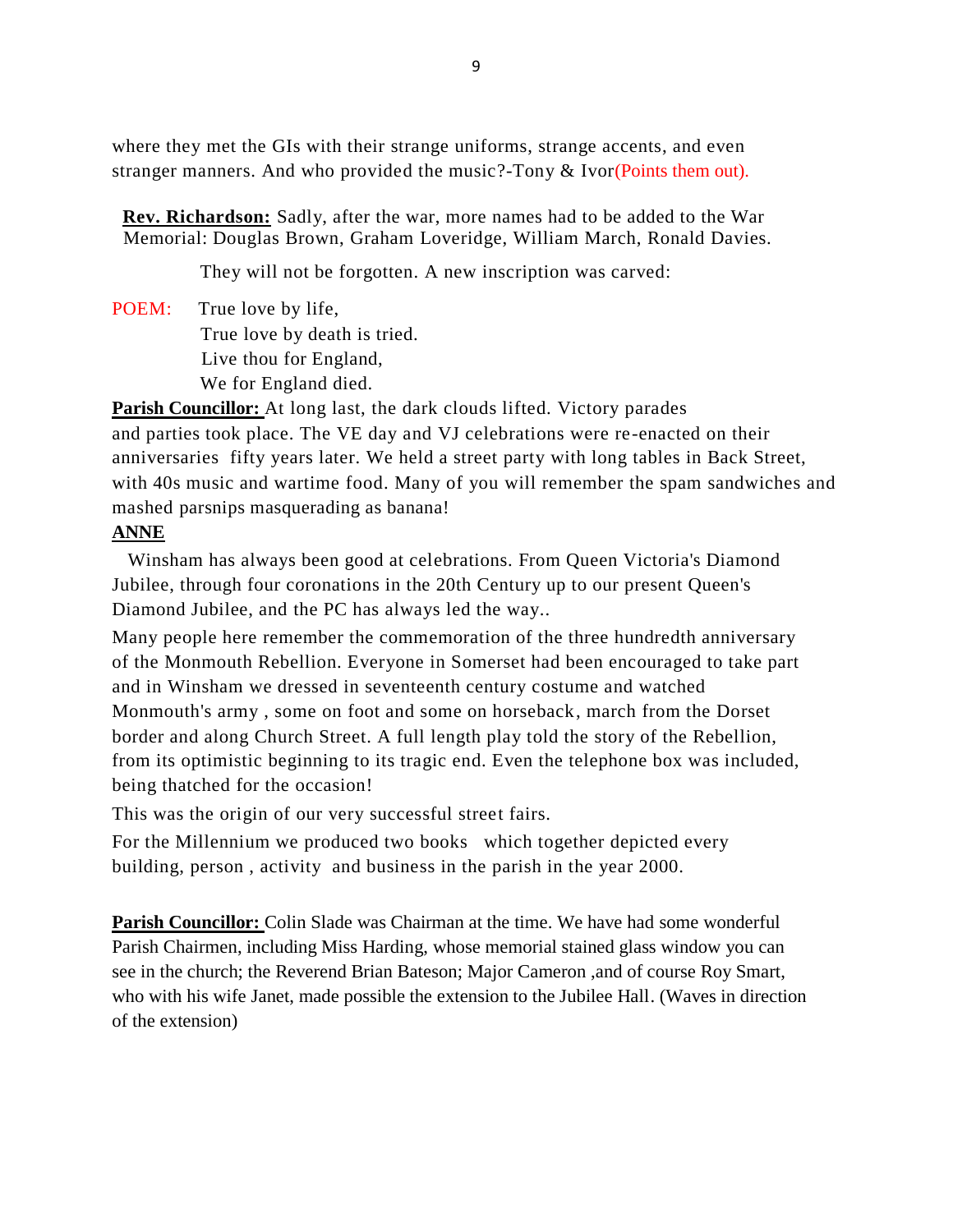where they met the GIs with their strange uniforms, strange accents, and even stranger manners. And who provided the music?-Tony & Ivor(Points them out).

**Rev. Richardson:** Sadly, after the war, more names had to be added to the War Memorial: Douglas Brown, Graham Loveridge, William March, Ronald Davies.

They will not be forgotten. A new inscription was carved:

POEM: True love by life,
True love by death is tried.
Live thou for England,
We for England died.

**Parish Councillor:** At long last, the dark clouds lifted. Victory parades and parties took place. The VE day and VJ celebrations were re-enacted on their anniversaries fifty years later. We held a street party with long tables in Back Street, with 40s music and wartime food. Many of you will remember the spam sandwiches and mashed parsnips masquerading as banana!

**ANNE**

Winsham has always been good at celebrations. From Queen Victoria's Diamond Jubilee, through four coronations in the 20th Century up to our present Queen's Diamond Jubilee, and the PC has always led the way..

Many people here remember the commemoration of the three hundredth anniversary of the Monmouth Rebellion. Everyone in Somerset had been encouraged to take part and in Winsham we dressed in seventeenth century costume and watched Monmouth's army , some on foot and some on horseback, march from the Dorset border and along Church Street. A full length play told the story of the Rebellion, from its optimistic beginning to its tragic end. Even the telephone box was included, being thatched for the occasion!

This was the origin of our very successful street fairs.

For the Millennium we produced two books which together depicted every building, person , activity and business in the parish in the year 2000.

**Parish Councillor:** Colin Slade was Chairman at the time. We have had some wonderful Parish Chairmen, including Miss Harding, whose memorial stained glass window you can see in the church; the Reverend Brian Bateson; Major Cameron ,and of course Roy Smart, who with his wife Janet, made possible the extension to the Jubilee Hall. (Waves in direction of the extension)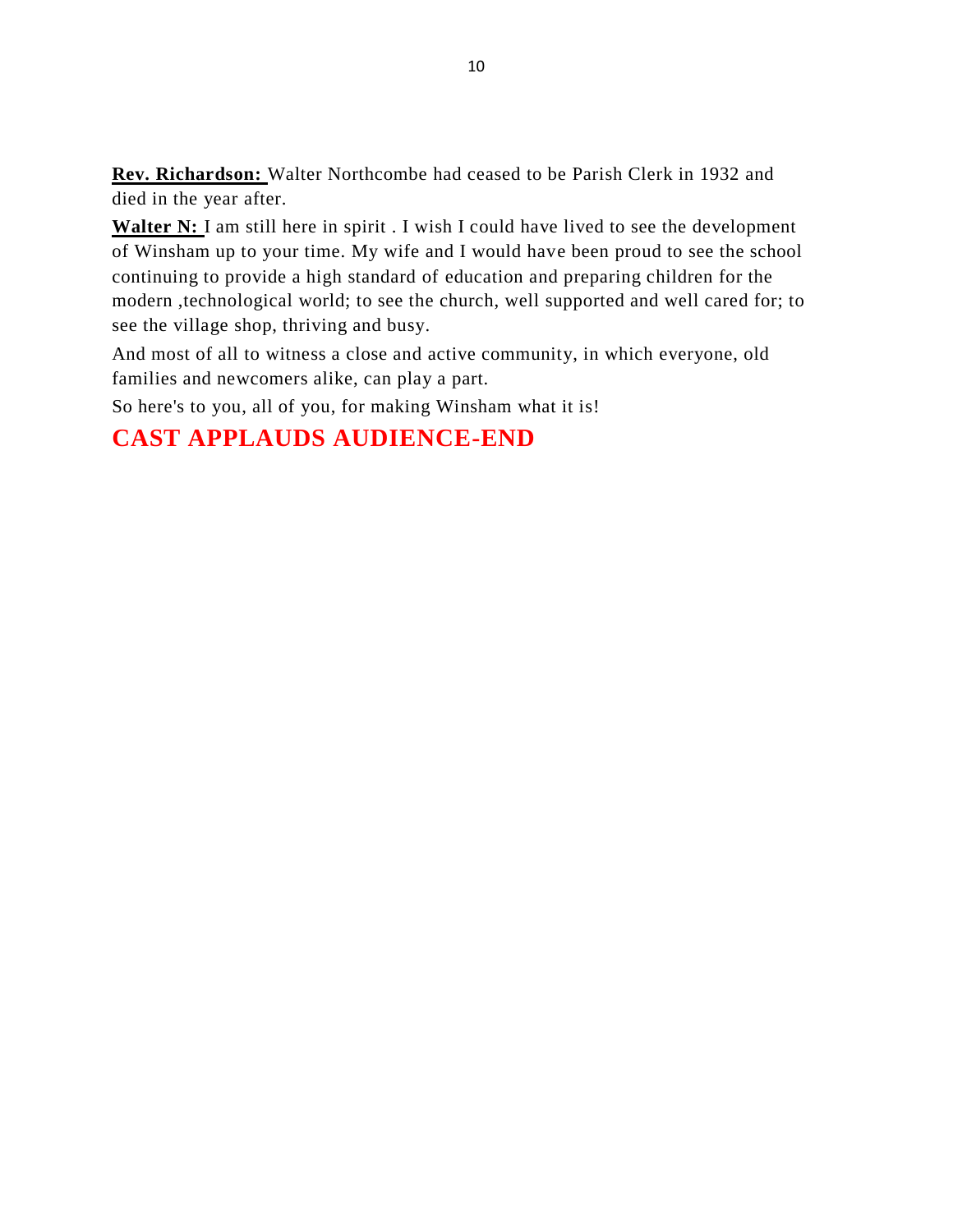**Rev. Richardson:** Walter Northcombe had ceased to be Parish Clerk in 1932 and died in the year after.

**Walter N:** I am still here in spirit . I wish I could have lived to see the development of Winsham up to your time. My wife and I would have been proud to see the school continuing to provide a high standard of education and preparing children for the modern ,technological world; to see the church, well supported and well cared for; to see the village shop, thriving and busy.

And most of all to witness a close and active community, in which everyone, old families and newcomers alike, can play a part.

So here's to you, all of you, for making Winsham what it is!

**CAST APPLAUDS AUDIENCE-END**